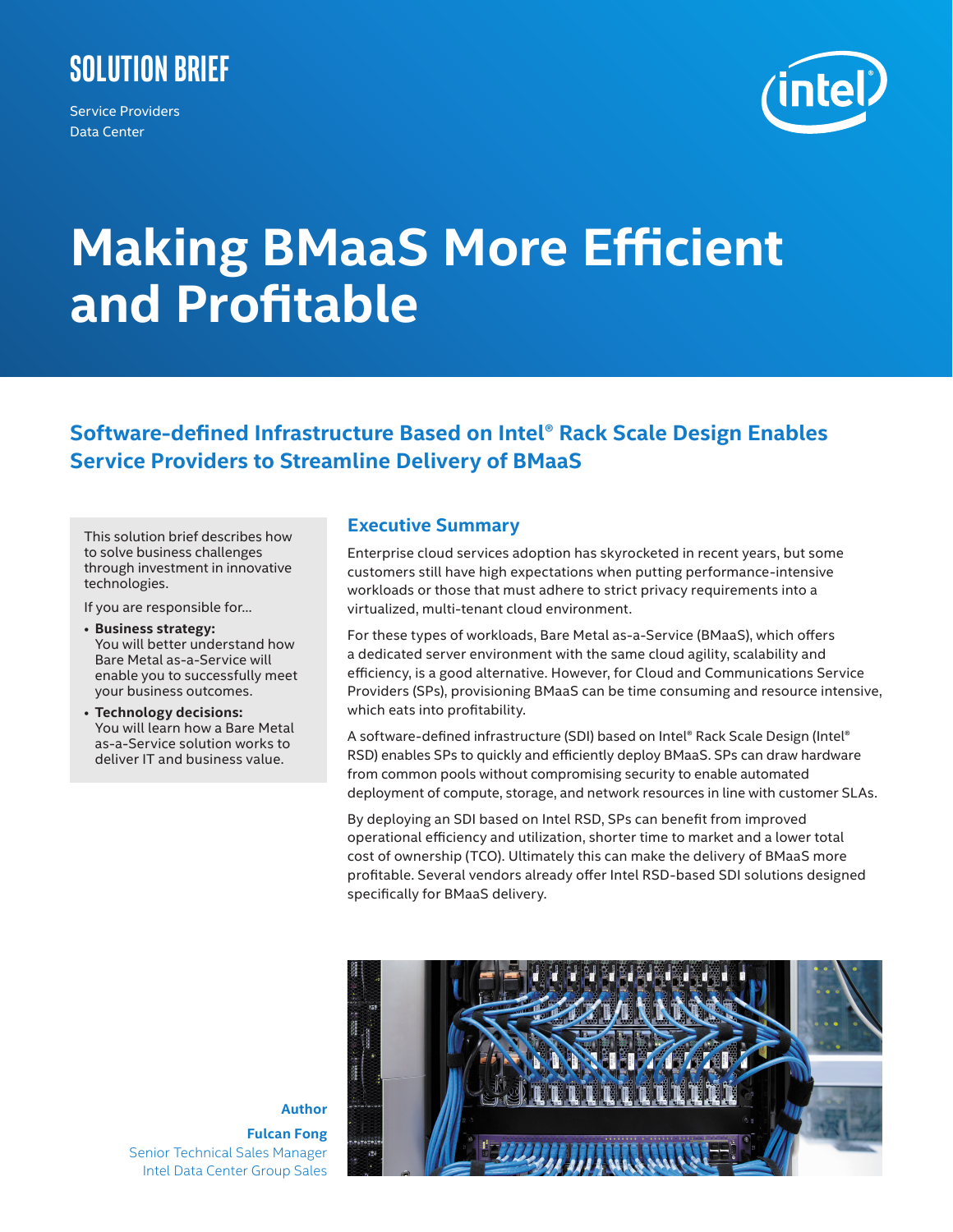SOLUTION BRIEF

Service Providers
Data Center

# Making BMaaS More Efficient and Profitable

## Software-defined Infrastructure Based on Intel® Rack Scale Design Enables Service Providers to Streamline Delivery of BMaaS

This solution brief describes how to solve business challenges through investment in innovative technologies.

If you are responsible for...

- **Business strategy:** You will better understand how Bare Metal as-a-Service will enable you to successfully meet your business outcomes.
- **Technology decisions:** You will learn how a Bare Metal as-a-Service solution works to deliver IT and business value.

## Executive Summary

Enterprise cloud services adoption has skyrocketed in recent years, but some customers still have high expectations when putting performance-intensive workloads or those that must adhere to strict privacy requirements into a virtualized, multi-tenant cloud environment.

For these types of workloads, Bare Metal as-a-Service (BMaaS), which offers a dedicated server environment with the same cloud agility, scalability and efficiency, is a good alternative. However, for Cloud and Communications Service Providers (SPs), provisioning BMaaS can be time consuming and resource intensive, which eats into profitability.

A software-defined infrastructure (SDI) based on Intel® Rack Scale Design (Intel® RSD) enables SPs to quickly and efficiently deploy BMaaS. SPs can draw hardware from common pools without compromising security to enable automated deployment of compute, storage, and network resources in line with customer SLAs.

By deploying an SDI based on Intel RSD, SPs can benefit from improved operational efficiency and utilization, shorter time to market and a lower total cost of ownership (TCO). Ultimately this can make the delivery of BMaaS more profitable. Several vendors already offer Intel RSD-based SDI solutions designed specifically for BMaaS delivery.

**Author**

**Fulcan Fong**
Senior Technical Sales Manager
Intel Data Center Group Sales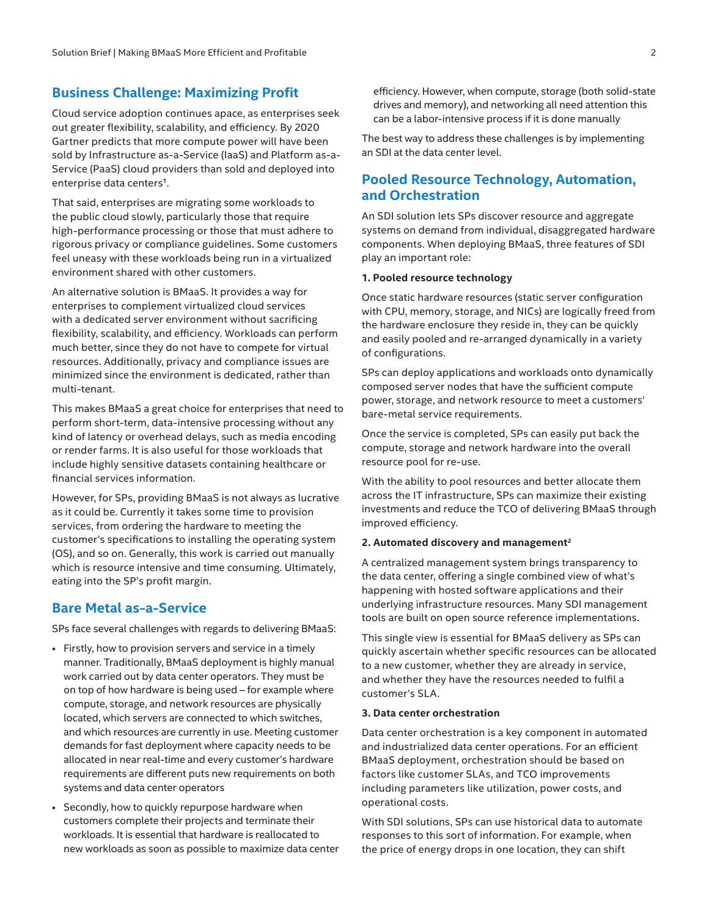## Business Challenge: Maximizing Profit

Cloud service adoption continues apace, as enterprises seek out greater flexibility, scalability, and efficiency. By 2020 Gartner predicts that more compute power will have been sold by Infrastructure as-a-Service (IaaS) and Platform as-a-Service (PaaS) cloud providers than sold and deployed into enterprise data centers[1].

That said, enterprises are migrating some workloads to the public cloud slowly, particularly those that require high-performance processing or those that must adhere to rigorous privacy or compliance guidelines. Some customers feel uneasy with these workloads being run in a virtualized environment shared with other customers.

An alternative solution is BMaaS. It provides a way for enterprises to complement virtualized cloud services with a dedicated server environment without sacrificing flexibility, scalability, and efficiency. Workloads can perform much better, since they do not have to compete for virtual resources. Additionally, privacy and compliance issues are minimized since the environment is dedicated, rather than multi-tenant.

This makes BMaaS a great choice for enterprises that need to perform short-term, data-intensive processing without any kind of latency or overhead delays, such as media encoding or render farms. It is also useful for those workloads that include highly sensitive datasets containing healthcare or financial services information.

However, for SPs, providing BMaaS is not always as lucrative as it could be. Currently it takes some time to provision services, from ordering the hardware to meeting the customer's specifications to installing the operating system (OS), and so on. Generally, this work is carried out manually which is resource intensive and time consuming. Ultimately, eating into the SP's profit margin.

## Bare Metal as-a-Service

SPs face several challenges with regards to delivering BMaaS:

- Firstly, how to provision servers and service in a timely manner. Traditionally, BMaaS deployment is highly manual work carried out by data center operators. They must be on top of how hardware is being used – for example where compute, storage, and network resources are physically located, which servers are connected to which switches, and which resources are currently in use. Meeting customer demands for fast deployment where capacity needs to be allocated in near real-time and every customer's hardware requirements are different puts new requirements on both systems and data center operators
- Secondly, how to quickly repurpose hardware when customers complete their projects and terminate their workloads. It is essential that hardware is reallocated to new workloads as soon as possible to maximize data center efficiency. However, when compute, storage (both solid-state drives and memory), and networking all need attention this can be a labor-intensive process if it is done manually

The best way to address these challenges is by implementing an SDI at the data center level.

## Pooled Resource Technology, Automation, and Orchestration

An SDI solution lets SPs discover resource and aggregate systems on demand from individual, disaggregated hardware components. When deploying BMaaS, three features of SDI play an important role:

**1. Pooled resource technology**

Once static hardware resources (static server configuration with CPU, memory, storage, and NICs) are logically freed from the hardware enclosure they reside in, they can be quickly and easily pooled and re-arranged dynamically in a variety of configurations.

SPs can deploy applications and workloads onto dynamically composed server nodes that have the sufficient compute power, storage, and network resource to meet a customers' bare-metal service requirements.

Once the service is completed, SPs can easily put back the compute, storage and network hardware into the overall resource pool for re-use.

With the ability to pool resources and better allocate them across the IT infrastructure, SPs can maximize their existing investments and reduce the TCO of delivering BMaaS through improved efficiency.

**2. Automated discovery and management[2]**

A centralized management system brings transparency to the data center, offering a single combined view of what's happening with hosted software applications and their underlying infrastructure resources. Many SDI management tools are built on open source reference implementations.

This single view is essential for BMaaS delivery as SPs can quickly ascertain whether specific resources can be allocated to a new customer, whether they are already in service, and whether they have the resources needed to fulfil a customer's SLA.

**3. Data center orchestration**

Data center orchestration is a key component in automated and industrialized data center operations. For an efficient BMaaS deployment, orchestration should be based on factors like customer SLAs, and TCO improvements including parameters like utilization, power costs, and operational costs.

With SDI solutions, SPs can use historical data to automate responses to this sort of information. For example, when the price of energy drops in one location, they can shift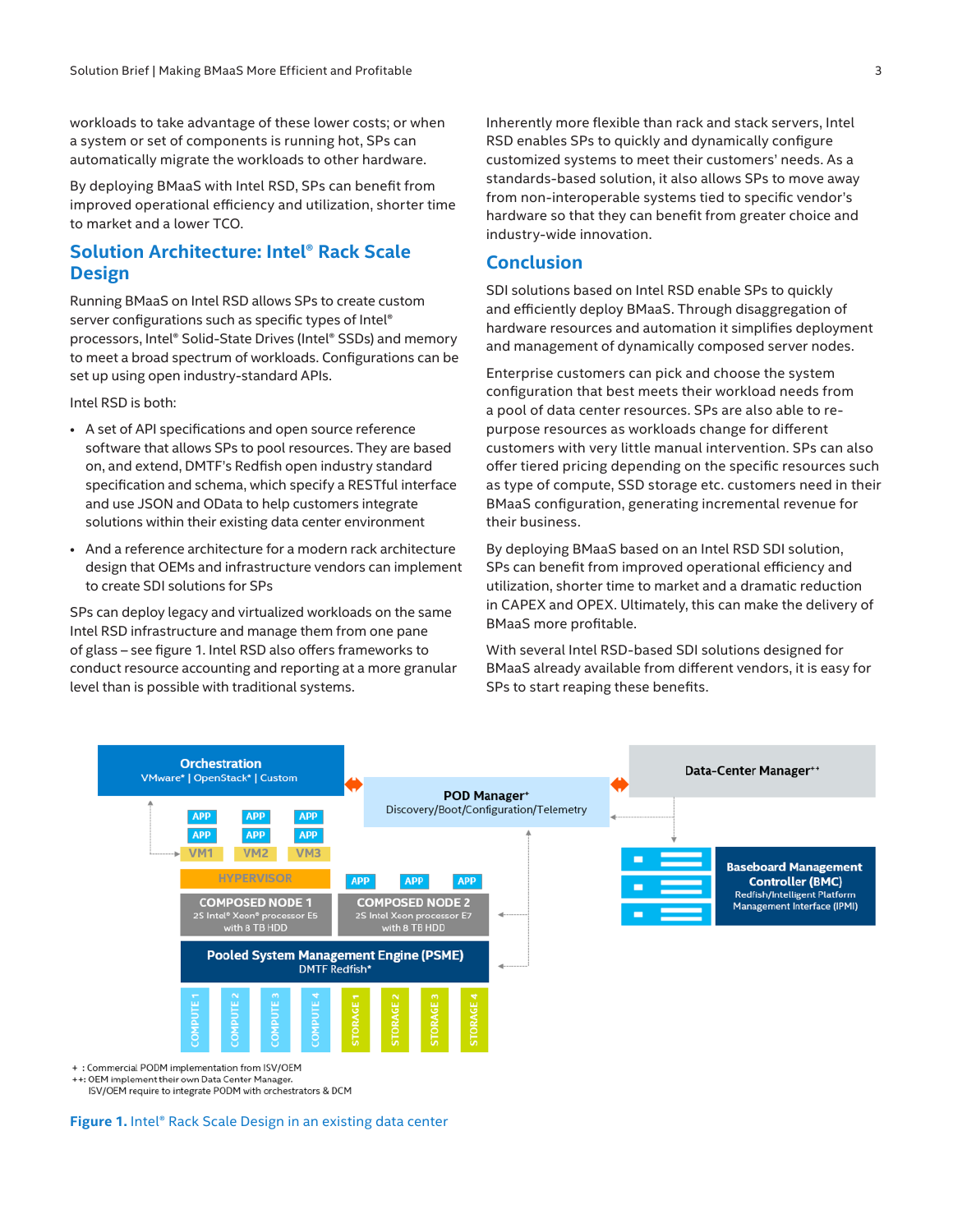workloads to take advantage of these lower costs; or when a system or set of components is running hot, SPs can automatically migrate the workloads to other hardware.

By deploying BMaaS with Intel RSD, SPs can benefit from improved operational efficiency and utilization, shorter time to market and a lower TCO.

## Solution Architecture: Intel® Rack Scale Design

Running BMaaS on Intel RSD allows SPs to create custom server configurations such as specific types of Intel® processors, Intel® Solid-State Drives (Intel® SSDs) and memory to meet a broad spectrum of workloads. Configurations can be set up using open industry-standard APIs.

Intel RSD is both:

- A set of API specifications and open source reference software that allows SPs to pool resources. They are based on, and extend, DMTF's Redfish open industry standard specification and schema, which specify a RESTful interface and use JSON and OData to help customers integrate solutions within their existing data center environment
- And a reference architecture for a modern rack architecture design that OEMs and infrastructure vendors can implement to create SDI solutions for SPs

SPs can deploy legacy and virtualized workloads on the same Intel RSD infrastructure and manage them from one pane of glass – see figure 1. Intel RSD also offers frameworks to conduct resource accounting and reporting at a more granular level than is possible with traditional systems.

Inherently more flexible than rack and stack servers, Intel RSD enables SPs to quickly and dynamically configure customized systems to meet their customers' needs. As a standards-based solution, it also allows SPs to move away from non-interoperable systems tied to specific vendor's hardware so that they can benefit from greater choice and industry-wide innovation.

## Conclusion

SDI solutions based on Intel RSD enable SPs to quickly and efficiently deploy BMaaS. Through disaggregation of hardware resources and automation it simplifies deployment and management of dynamically composed server nodes.

Enterprise customers can pick and choose the system configuration that best meets their workload needs from a pool of data center resources. SPs are also able to re-purpose resources as workloads change for different customers with very little manual intervention. SPs can also offer tiered pricing depending on the specific resources such as type of compute, SSD storage etc. customers need in their BMaaS configuration, generating incremental revenue for their business.

By deploying BMaaS based on an Intel RSD SDI solution, SPs can benefit from improved operational efficiency and utilization, shorter time to market and a dramatic reduction in CAPEX and OPEX. Ultimately, this can make the delivery of BMaaS more profitable.

With several Intel RSD-based SDI solutions designed for BMaaS already available from different vendors, it is easy for SPs to start reaping these benefits.

Orchestration
VMware* | OpenStack* | Custom

POD Manager+
Discovery/Boot/Configuration/Telemetry

Data-Center Manager++

APP APP APP
APP APP APP
VM1 VM2 VM3
HYPERVISOR
APP APP APP

COMPOSED NODE 1
2S Intel® Xeon® processor E5 with 8 TB HDD

COMPOSED NODE 2
2S Intel Xeon processor E7 with 8 TB HDD

Baseboard Management Controller (BMC)
Redfish/Intelligent Platform Management Interface (IPMI)

Pooled System Management Engine (PSME)
DMTF Redfish*

COMPUTE 1 | COMPUTE 2 | COMPUTE 3 | COMPUTE 4 | STORAGE 1 | STORAGE 2 | STORAGE 3 | STORAGE 4

+ : Commercial PODM implementation from ISV/OEM
++: OEM implement their own Data Center Manager.
ISV/OEM require to integrate PODM with orchestrators & DCM

**Figure 1.** Intel® Rack Scale Design in an existing data center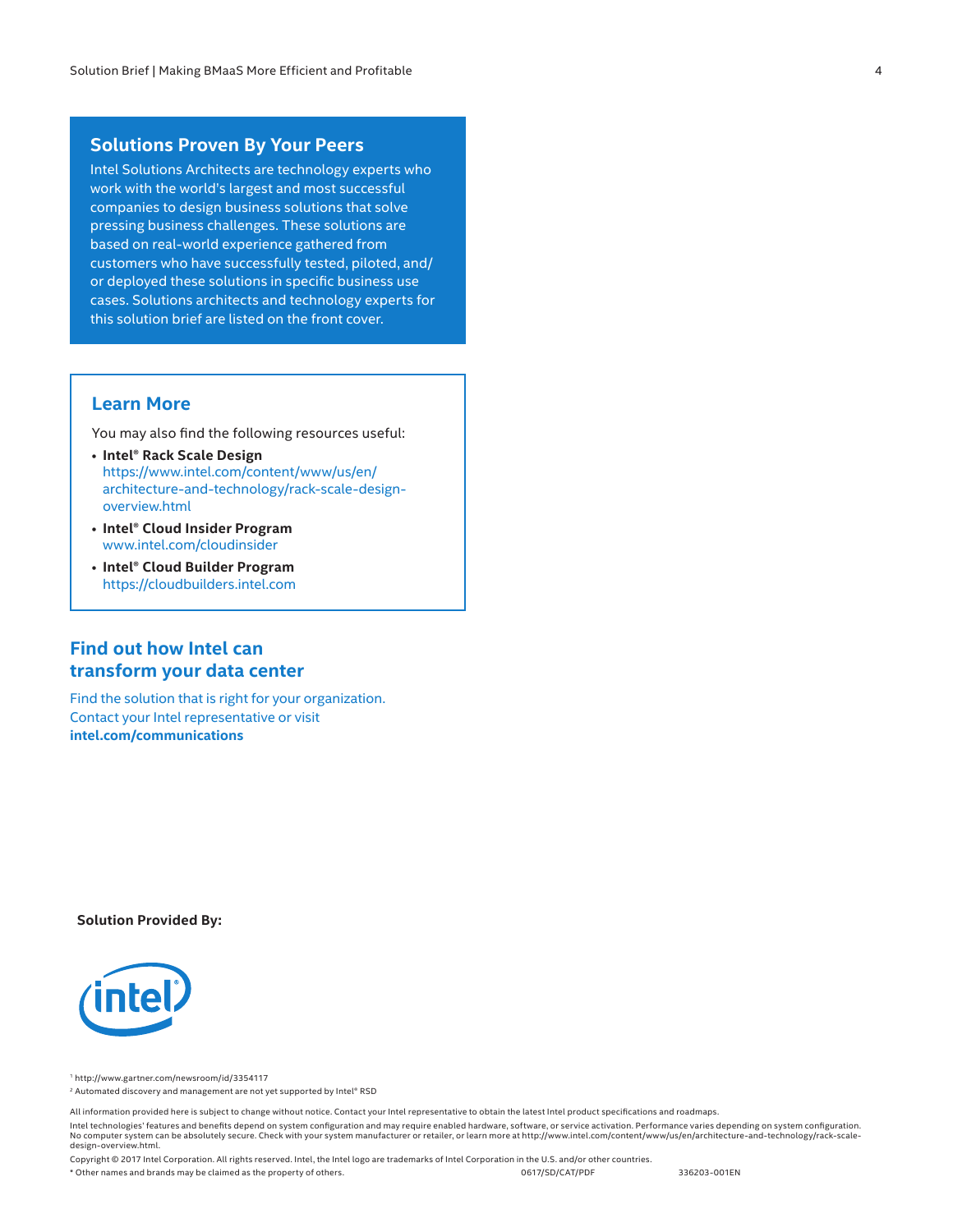## Solutions Proven By Your Peers

Intel Solutions Architects are technology experts who work with the world's largest and most successful companies to design business solutions that solve pressing business challenges. These solutions are based on real-world experience gathered from customers who have successfully tested, piloted, and/or deployed these solutions in specific business use cases. Solutions architects and technology experts for this solution brief are listed on the front cover.

## Learn More

You may also find the following resources useful:

- **Intel® Rack Scale Design**
  https://www.intel.com/content/www/us/en/architecture-and-technology/rack-scale-design-overview.html
- **Intel® Cloud Insider Program**
  www.intel.com/cloudinsider
- **Intel® Cloud Builder Program**
  https://cloudbuilders.intel.com

## Find out how Intel can transform your data center

Find the solution that is right for your organization. Contact your Intel representative or visit **intel.com/communications**

**Solution Provided By:**

[1] http://www.gartner.com/newsroom/id/3354117

[2] Automated discovery and management are not yet supported by Intel® RSD

All information provided here is subject to change without notice. Contact your Intel representative to obtain the latest Intel product specifications and roadmaps.

Intel technologies' features and benefits depend on system configuration and may require enabled hardware, software, or service activation. Performance varies depending on system configuration. No computer system can be absolutely secure. Check with your system manufacturer or retailer, or learn more at http://www.intel.com/content/www/us/en/architecture-and-technology/rack-scale-design-overview.html.

Copyright © 2017 Intel Corporation. All rights reserved. Intel, the Intel logo are trademarks of Intel Corporation in the U.S. and/or other countries.

* Other names and brands may be claimed as the property of others. 0617/SD/CAT/PDF 336203-001EN